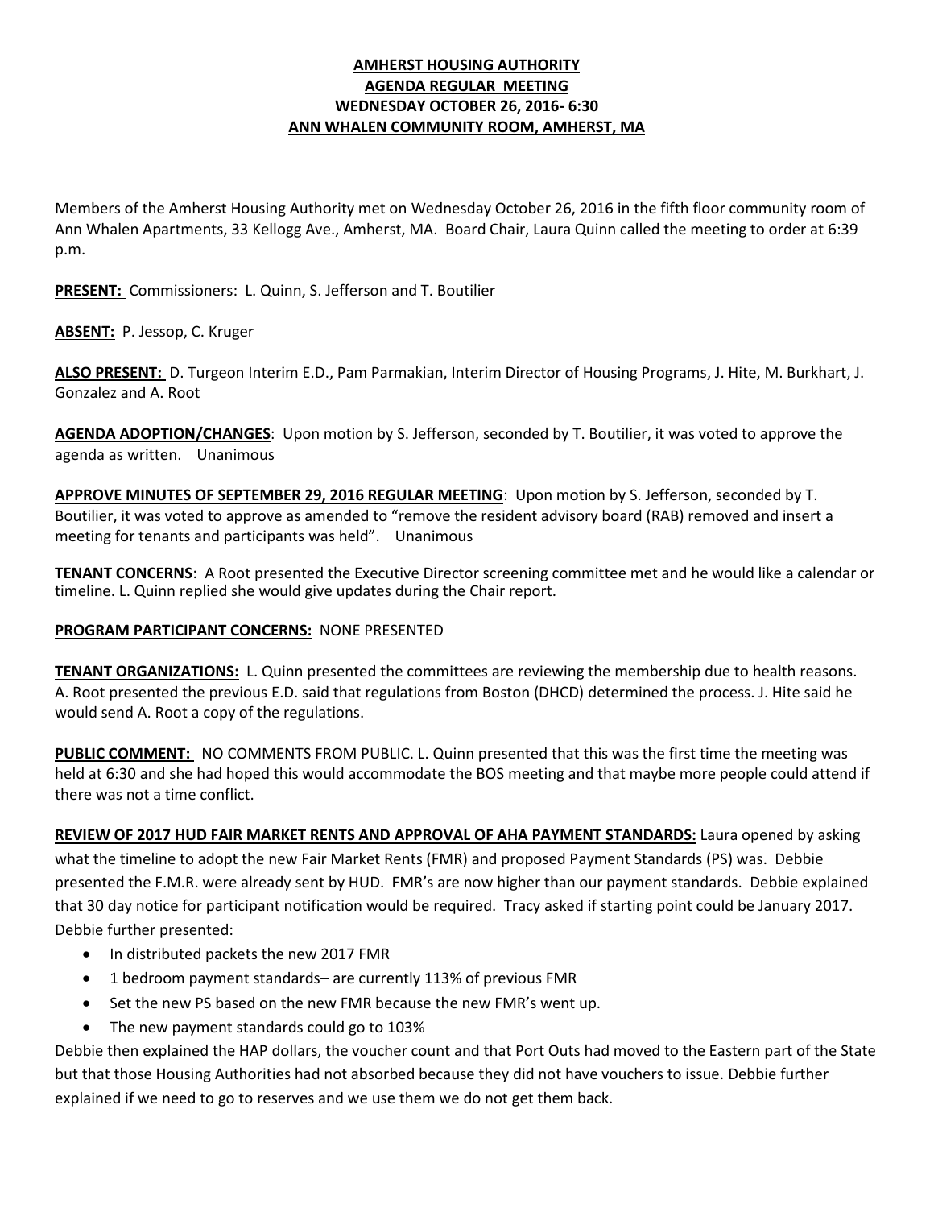**AMHERST HOUSING AUTHORITY**
**AGENDA REGULAR MEETING**
**WEDNESDAY OCTOBER 26, 2016- 6:30**
**ANN WHALEN COMMUNITY ROOM, AMHERST, MA**

Members of the Amherst Housing Authority met on Wednesday October 26, 2016 in the fifth floor community room of Ann Whalen Apartments, 33 Kellogg Ave., Amherst, MA. Board Chair, Laura Quinn called the meeting to order at 6:39 p.m.

**PRESENT:** Commissioners: L. Quinn, S. Jefferson and T. Boutilier

**ABSENT:** P. Jessop, C. Kruger

**ALSO PRESENT:** D. Turgeon Interim E.D., Pam Parmakian, Interim Director of Housing Programs, J. Hite, M. Burkhart, J. Gonzalez and A. Root

**AGENDA ADOPTION/CHANGES**: Upon motion by S. Jefferson, seconded by T. Boutilier, it was voted to approve the agenda as written. Unanimous

**APPROVE MINUTES OF SEPTEMBER 29, 2016 REGULAR MEETING**: Upon motion by S. Jefferson, seconded by T. Boutilier, it was voted to approve as amended to "remove the resident advisory board (RAB) removed and insert a meeting for tenants and participants was held". Unanimous

**TENANT CONCERNS**: A Root presented the Executive Director screening committee met and he would like a calendar or timeline. L. Quinn replied she would give updates during the Chair report.

**PROGRAM PARTICIPANT CONCERNS:** NONE PRESENTED

**TENANT ORGANIZATIONS:** L. Quinn presented the committees are reviewing the membership due to health reasons. A. Root presented the previous E.D. said that regulations from Boston (DHCD) determined the process. J. Hite said he would send A. Root a copy of the regulations.

**PUBLIC COMMENT:** NO COMMENTS FROM PUBLIC. L. Quinn presented that this was the first time the meeting was held at 6:30 and she had hoped this would accommodate the BOS meeting and that maybe more people could attend if there was not a time conflict.

**REVIEW OF 2017 HUD FAIR MARKET RENTS AND APPROVAL OF AHA PAYMENT STANDARDS:** Laura opened by asking what the timeline to adopt the new Fair Market Rents (FMR) and proposed Payment Standards (PS) was. Debbie presented the F.M.R. were already sent by HUD. FMR's are now higher than our payment standards. Debbie explained that 30 day notice for participant notification would be required. Tracy asked if starting point could be January 2017. Debbie further presented:

- In distributed packets the new 2017 FMR
- 1 bedroom payment standards– are currently 113% of previous FMR
- Set the new PS based on the new FMR because the new FMR's went up.
- The new payment standards could go to 103%

Debbie then explained the HAP dollars, the voucher count and that Port Outs had moved to the Eastern part of the State but that those Housing Authorities had not absorbed because they did not have vouchers to issue. Debbie further explained if we need to go to reserves and we use them we do not get them back.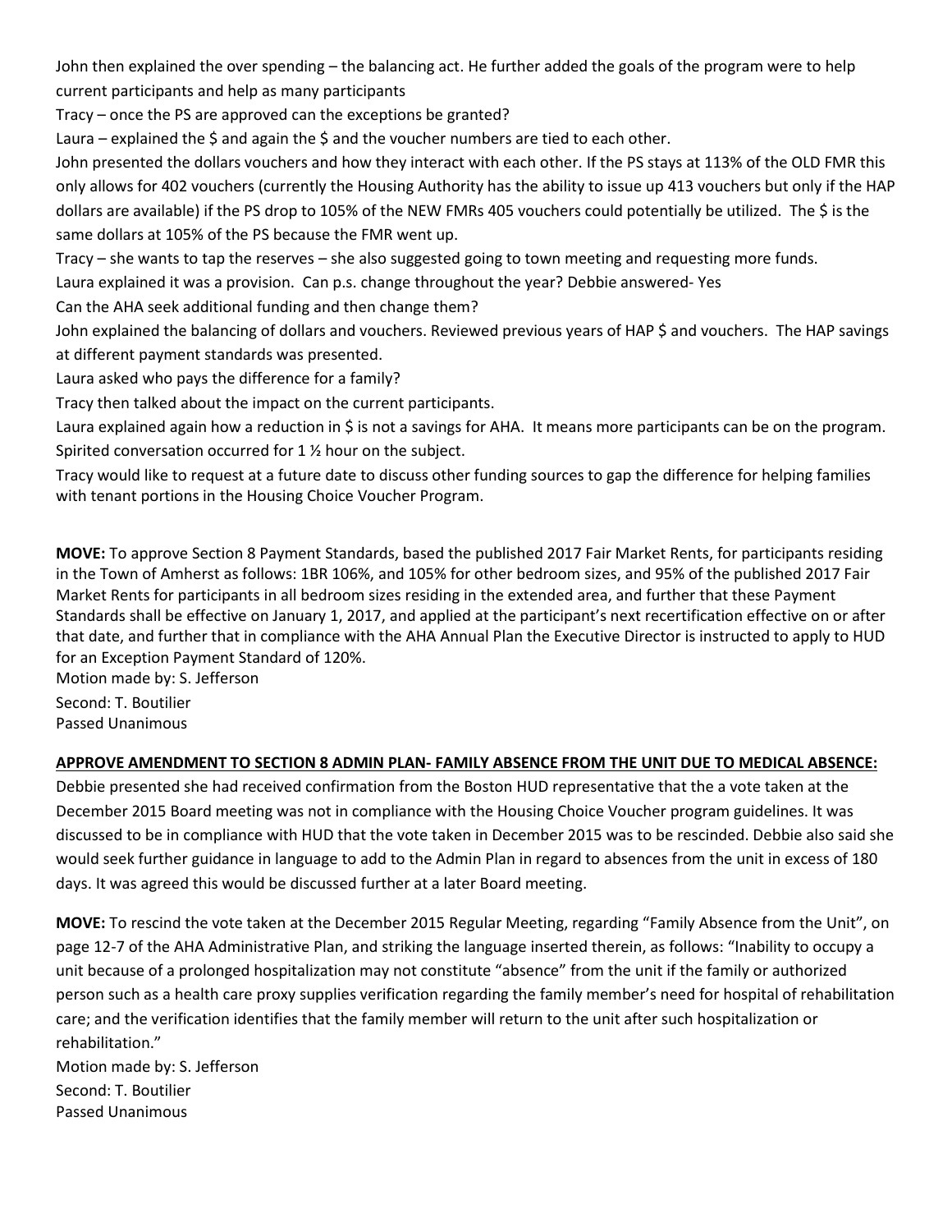John then explained the over spending – the balancing act. He further added the goals of the program were to help current participants and help as many participants

Tracy – once the PS are approved can the exceptions be granted?

Laura – explained the $ and again the $ and the voucher numbers are tied to each other.

John presented the dollars vouchers and how they interact with each other. If the PS stays at 113% of the OLD FMR this only allows for 402 vouchers (currently the Housing Authority has the ability to issue up 413 vouchers but only if the HAP dollars are available) if the PS drop to 105% of the NEW FMRs 405 vouchers could potentially be utilized. The $ is the same dollars at 105% of the PS because the FMR went up.

Tracy – she wants to tap the reserves – she also suggested going to town meeting and requesting more funds.

Laura explained it was a provision. Can p.s. change throughout the year? Debbie answered- Yes

Can the AHA seek additional funding and then change them?

John explained the balancing of dollars and vouchers. Reviewed previous years of HAP $ and vouchers. The HAP savings at different payment standards was presented.

Laura asked who pays the difference for a family?

Tracy then talked about the impact on the current participants.

Laura explained again how a reduction in $ is not a savings for AHA. It means more participants can be on the program.

Spirited conversation occurred for 1 ½ hour on the subject.

Tracy would like to request at a future date to discuss other funding sources to gap the difference for helping families with tenant portions in the Housing Choice Voucher Program.

**MOVE:** To approve Section 8 Payment Standards, based the published 2017 Fair Market Rents, for participants residing in the Town of Amherst as follows: 1BR 106%, and 105% for other bedroom sizes, and 95% of the published 2017 Fair Market Rents for participants in all bedroom sizes residing in the extended area, and further that these Payment Standards shall be effective on January 1, 2017, and applied at the participant's next recertification effective on or after that date, and further that in compliance with the AHA Annual Plan the Executive Director is instructed to apply to HUD for an Exception Payment Standard of 120%.

Motion made by: S. Jefferson

Second: T. Boutilier

Passed Unanimous

**APPROVE AMENDMENT TO SECTION 8 ADMIN PLAN- FAMILY ABSENCE FROM THE UNIT DUE TO MEDICAL ABSENCE:**

Debbie presented she had received confirmation from the Boston HUD representative that the a vote taken at the December 2015 Board meeting was not in compliance with the Housing Choice Voucher program guidelines. It was discussed to be in compliance with HUD that the vote taken in December 2015 was to be rescinded. Debbie also said she would seek further guidance in language to add to the Admin Plan in regard to absences from the unit in excess of 180 days. It was agreed this would be discussed further at a later Board meeting.

**MOVE:** To rescind the vote taken at the December 2015 Regular Meeting, regarding "Family Absence from the Unit", on page 12-7 of the AHA Administrative Plan, and striking the language inserted therein, as follows: "Inability to occupy a unit because of a prolonged hospitalization may not constitute "absence" from the unit if the family or authorized person such as a health care proxy supplies verification regarding the family member's need for hospital of rehabilitation care; and the verification identifies that the family member will return to the unit after such hospitalization or rehabilitation."

Motion made by: S. Jefferson

Second: T. Boutilier

Passed Unanimous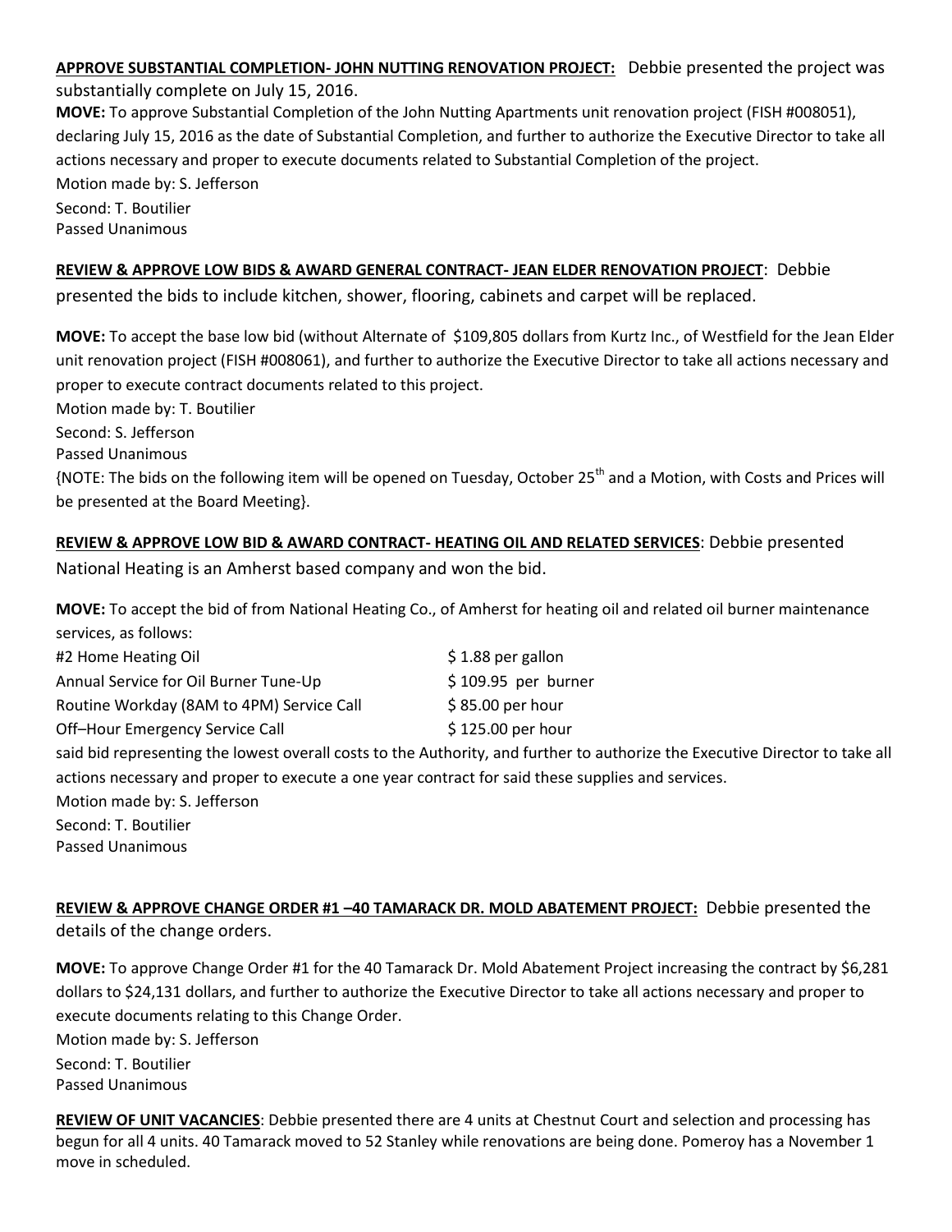**APPROVE SUBSTANTIAL COMPLETION- JOHN NUTTING RENOVATION PROJECT:** Debbie presented the project was substantially complete on July 15, 2016.

**MOVE:** To approve Substantial Completion of the John Nutting Apartments unit renovation project (FISH #008051), declaring July 15, 2016 as the date of Substantial Completion, and further to authorize the Executive Director to take all actions necessary and proper to execute documents related to Substantial Completion of the project.
Motion made by: S. Jefferson
Second: T. Boutilier
Passed Unanimous

**REVIEW & APPROVE LOW BIDS & AWARD GENERAL CONTRACT- JEAN ELDER RENOVATION PROJECT**: Debbie presented the bids to include kitchen, shower, flooring, cabinets and carpet will be replaced.

**MOVE:** To accept the base low bid (without Alternate of $109,805 dollars from Kurtz Inc., of Westfield for the Jean Elder unit renovation project (FISH #008061), and further to authorize the Executive Director to take all actions necessary and proper to execute contract documents related to this project.
Motion made by: T. Boutilier
Second: S. Jefferson
Passed Unanimous
{NOTE: The bids on the following item will be opened on Tuesday, October 25th and a Motion, with Costs and Prices will be presented at the Board Meeting}.

**REVIEW & APPROVE LOW BID & AWARD CONTRACT- HEATING OIL AND RELATED SERVICES**: Debbie presented National Heating is an Amherst based company and won the bid.

**MOVE:** To accept the bid of from National Heating Co., of Amherst for heating oil and related oil burner maintenance services, as follows:

| | |
|---|---|
| #2 Home Heating Oil | $ 1.88 per gallon |
| Annual Service for Oil Burner Tune-Up | $ 109.95 per burner |
| Routine Workday (8AM to 4PM) Service Call | $ 85.00 per hour |
| Off–Hour Emergency Service Call | $ 125.00 per hour |

said bid representing the lowest overall costs to the Authority, and further to authorize the Executive Director to take all actions necessary and proper to execute a one year contract for said these supplies and services.
Motion made by: S. Jefferson
Second: T. Boutilier
Passed Unanimous

**REVIEW & APPROVE CHANGE ORDER #1 –40 TAMARACK DR. MOLD ABATEMENT PROJECT:** Debbie presented the details of the change orders.

**MOVE:** To approve Change Order #1 for the 40 Tamarack Dr. Mold Abatement Project increasing the contract by $6,281 dollars to $24,131 dollars, and further to authorize the Executive Director to take all actions necessary and proper to execute documents relating to this Change Order.
Motion made by: S. Jefferson
Second: T. Boutilier
Passed Unanimous

**REVIEW OF UNIT VACANCIES**: Debbie presented there are 4 units at Chestnut Court and selection and processing has begun for all 4 units. 40 Tamarack moved to 52 Stanley while renovations are being done. Pomeroy has a November 1 move in scheduled.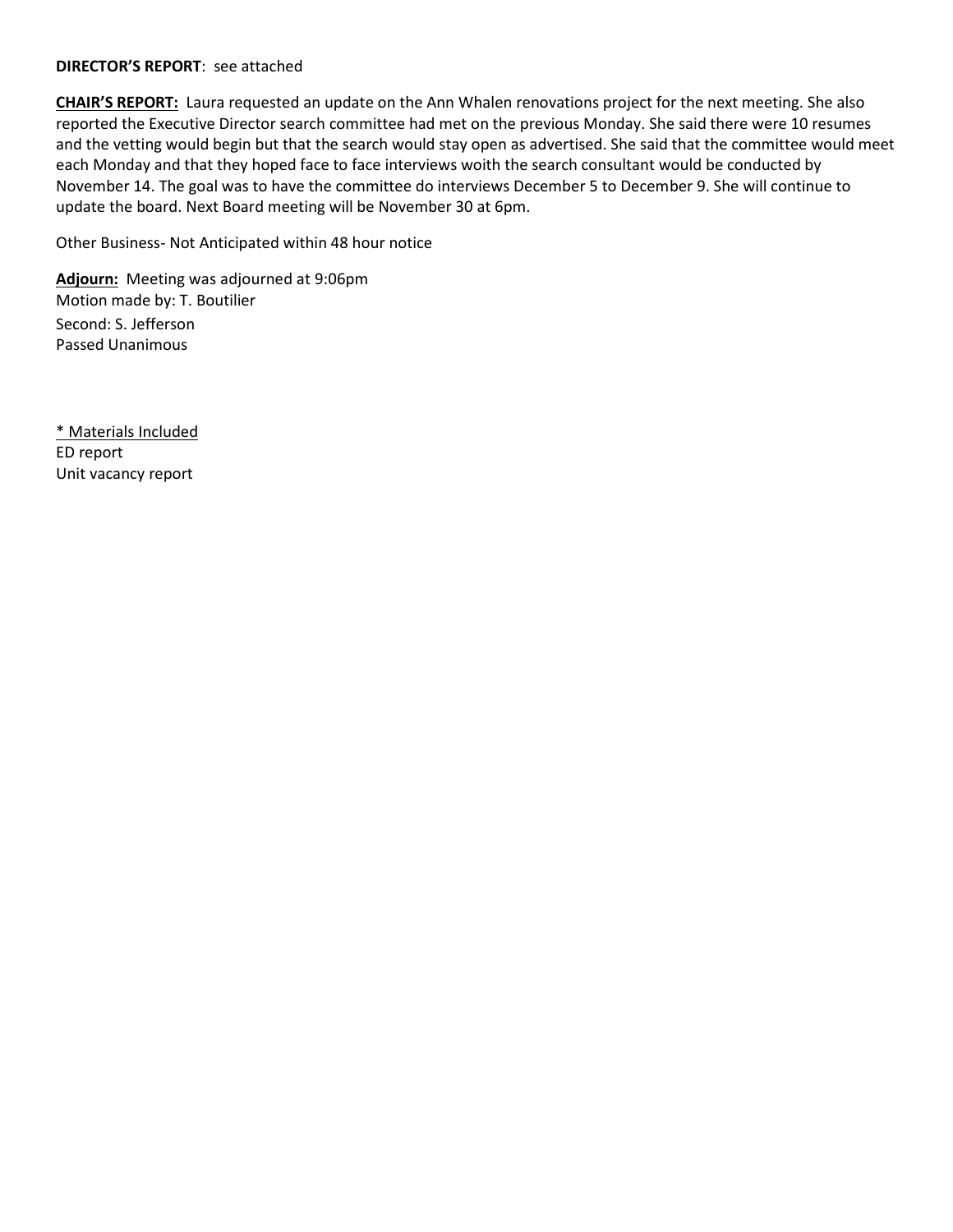**DIRECTOR'S REPORT**: see attached

**CHAIR'S REPORT:** Laura requested an update on the Ann Whalen renovations project for the next meeting. She also reported the Executive Director search committee had met on the previous Monday. She said there were 10 resumes and the vetting would begin but that the search would stay open as advertised. She said that the committee would meet each Monday and that they hoped face to face interviews woith the search consultant would be conducted by November 14. The goal was to have the committee do interviews December 5 to December 9. She will continue to update the board. Next Board meeting will be November 30 at 6pm.

Other Business- Not Anticipated within 48 hour notice

**Adjourn:** Meeting was adjourned at 9:06pm
Motion made by: T. Boutilier
Second: S. Jefferson
Passed Unanimous

* Materials Included
ED report
Unit vacancy report